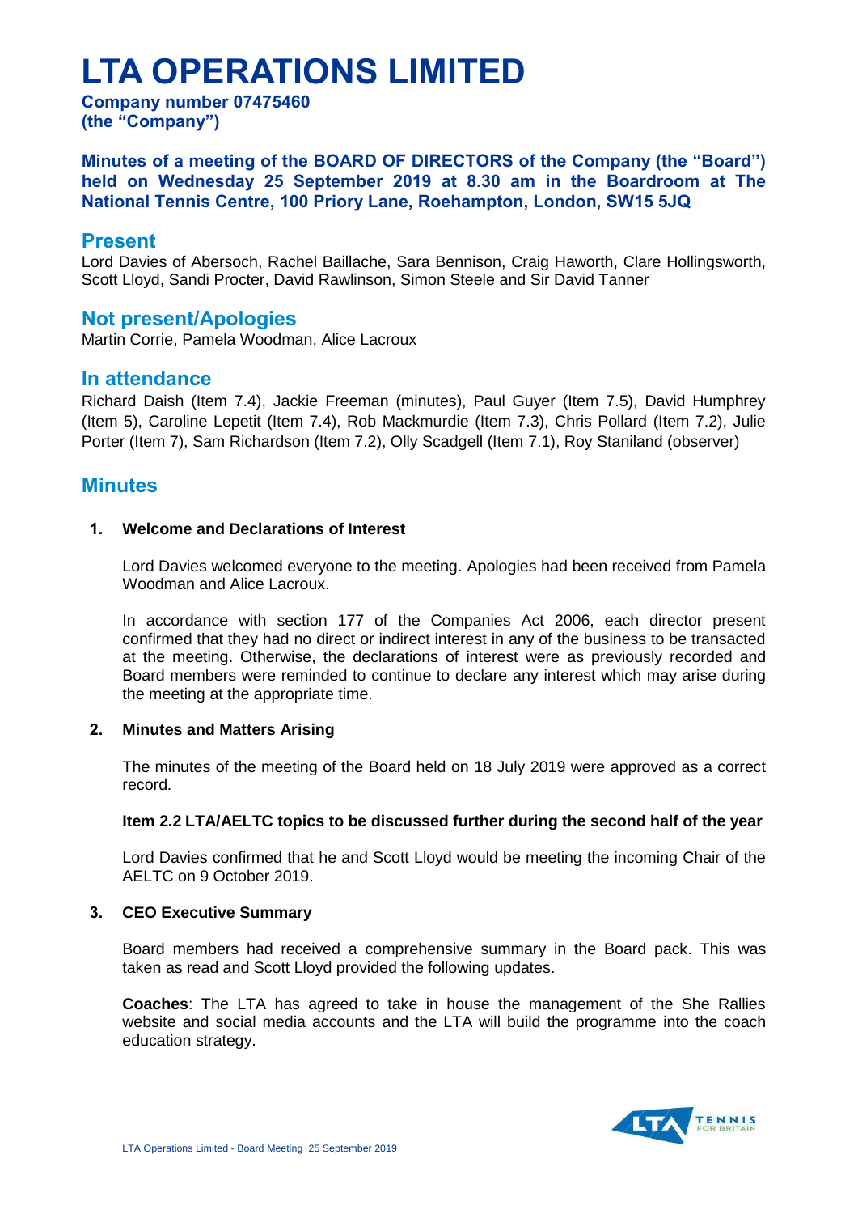# LTA OPERATIONS LIMITED

**Company number 07475460**
**(the "Company")**

**Minutes of a meeting of the BOARD OF DIRECTORS of the Company (the "Board") held on Wednesday 25 September 2019 at 8.30 am in the Boardroom at The National Tennis Centre, 100 Priory Lane, Roehampton, London, SW15 5JQ**

## Present

Lord Davies of Abersoch, Rachel Baillache, Sara Bennison, Craig Haworth, Clare Hollingsworth, Scott Lloyd, Sandi Procter, David Rawlinson, Simon Steele and Sir David Tanner

## Not present/Apologies

Martin Corrie, Pamela Woodman, Alice Lacroux

## In attendance

Richard Daish (Item 7.4), Jackie Freeman (minutes), Paul Guyer (Item 7.5), David Humphrey (Item 5), Caroline Lepetit (Item 7.4), Rob Mackmurdie (Item 7.3), Chris Pollard (Item 7.2), Julie Porter (Item 7), Sam Richardson (Item 7.2), Olly Scadgell (Item 7.1), Roy Staniland (observer)

## Minutes

### 1. Welcome and Declarations of Interest

Lord Davies welcomed everyone to the meeting. Apologies had been received from Pamela Woodman and Alice Lacroux.

In accordance with section 177 of the Companies Act 2006, each director present confirmed that they had no direct or indirect interest in any of the business to be transacted at the meeting. Otherwise, the declarations of interest were as previously recorded and Board members were reminded to continue to declare any interest which may arise during the meeting at the appropriate time.

### 2. Minutes and Matters Arising

The minutes of the meeting of the Board held on 18 July 2019 were approved as a correct record.

**Item 2.2 LTA/AELTC topics to be discussed further during the second half of the year**

Lord Davies confirmed that he and Scott Lloyd would be meeting the incoming Chair of the AELTC on 9 October 2019.

### 3. CEO Executive Summary

Board members had received a comprehensive summary in the Board pack. This was taken as read and Scott Lloyd provided the following updates.

**Coaches**: The LTA has agreed to take in house the management of the She Rallies website and social media accounts and the LTA will build the programme into the coach education strategy.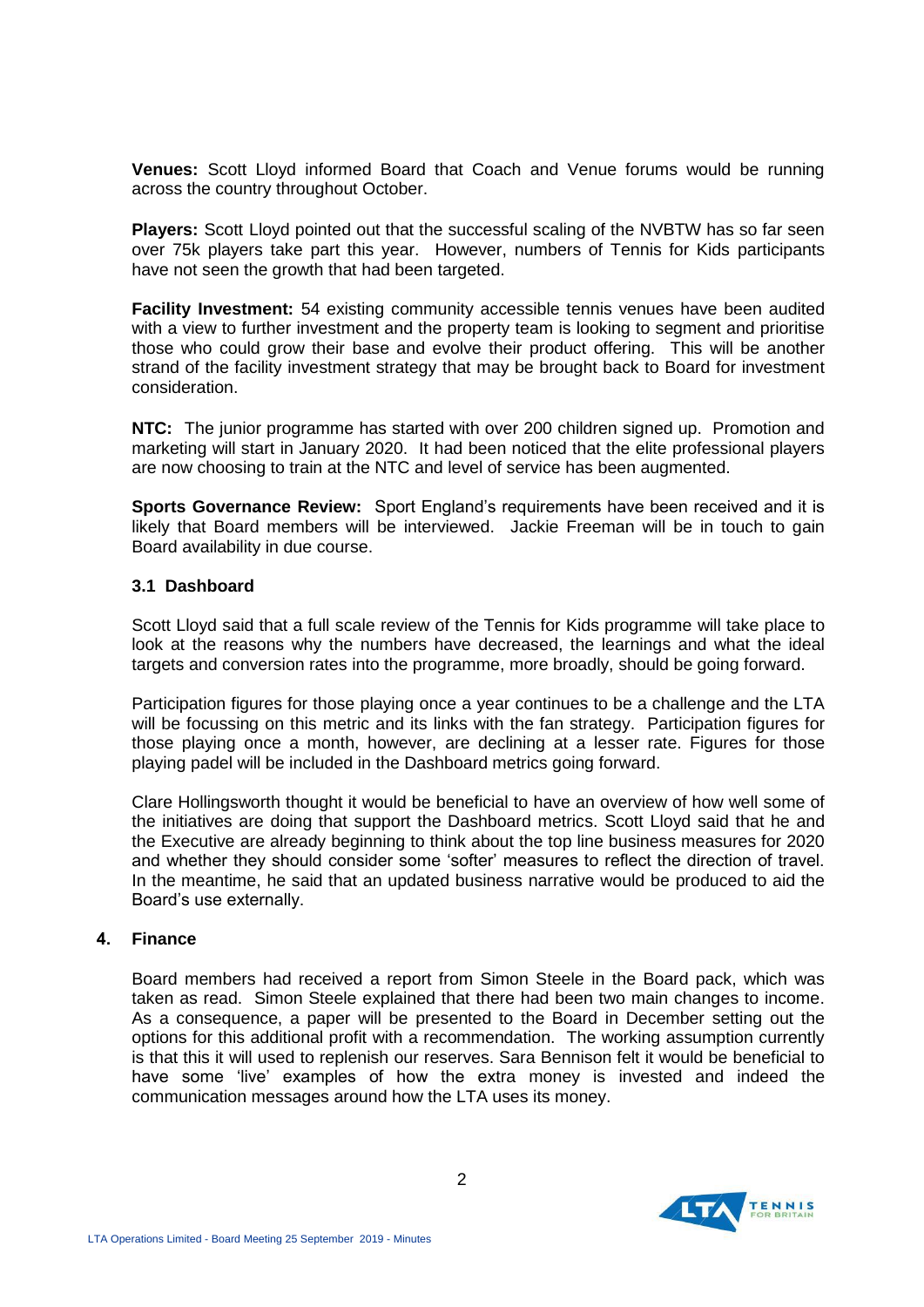**Venues:** Scott Lloyd informed Board that Coach and Venue forums would be running across the country throughout October.

**Players:** Scott Lloyd pointed out that the successful scaling of the NVBTW has so far seen over 75k players take part this year. However, numbers of Tennis for Kids participants have not seen the growth that had been targeted.

**Facility Investment:** 54 existing community accessible tennis venues have been audited with a view to further investment and the property team is looking to segment and prioritise those who could grow their base and evolve their product offering. This will be another strand of the facility investment strategy that may be brought back to Board for investment consideration.

**NTC:** The junior programme has started with over 200 children signed up. Promotion and marketing will start in January 2020. It had been noticed that the elite professional players are now choosing to train at the NTC and level of service has been augmented.

**Sports Governance Review:** Sport England's requirements have been received and it is likely that Board members will be interviewed. Jackie Freeman will be in touch to gain Board availability in due course.

### 3.1 Dashboard

Scott Lloyd said that a full scale review of the Tennis for Kids programme will take place to look at the reasons why the numbers have decreased, the learnings and what the ideal targets and conversion rates into the programme, more broadly, should be going forward.

Participation figures for those playing once a year continues to be a challenge and the LTA will be focussing on this metric and its links with the fan strategy. Participation figures for those playing once a month, however, are declining at a lesser rate. Figures for those playing padel will be included in the Dashboard metrics going forward.

Clare Hollingsworth thought it would be beneficial to have an overview of how well some of the initiatives are doing that support the Dashboard metrics. Scott Lloyd said that he and the Executive are already beginning to think about the top line business measures for 2020 and whether they should consider some 'softer' measures to reflect the direction of travel. In the meantime, he said that an updated business narrative would be produced to aid the Board's use externally.

## 4. Finance

Board members had received a report from Simon Steele in the Board pack, which was taken as read. Simon Steele explained that there had been two main changes to income. As a consequence, a paper will be presented to the Board in December setting out the options for this additional profit with a recommendation. The working assumption currently is that this it will used to replenish our reserves. Sara Bennison felt it would be beneficial to have some 'live' examples of how the extra money is invested and indeed the communication messages around how the LTA uses its money.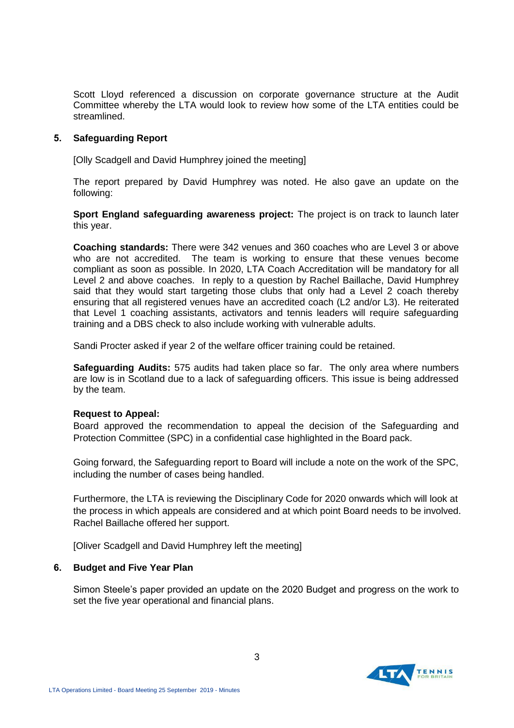Scott Lloyd referenced a discussion on corporate governance structure at the Audit Committee whereby the LTA would look to review how some of the LTA entities could be streamlined.

## 5. Safeguarding Report

[Olly Scadgell and David Humphrey joined the meeting]

The report prepared by David Humphrey was noted. He also gave an update on the following:

**Sport England safeguarding awareness project:** The project is on track to launch later this year.

**Coaching standards:** There were 342 venues and 360 coaches who are Level 3 or above who are not accredited. The team is working to ensure that these venues become compliant as soon as possible. In 2020, LTA Coach Accreditation will be mandatory for all Level 2 and above coaches. In reply to a question by Rachel Baillache, David Humphrey said that they would start targeting those clubs that only had a Level 2 coach thereby ensuring that all registered venues have an accredited coach (L2 and/or L3). He reiterated that Level 1 coaching assistants, activators and tennis leaders will require safeguarding training and a DBS check to also include working with vulnerable adults.

Sandi Procter asked if year 2 of the welfare officer training could be retained.

**Safeguarding Audits:** 575 audits had taken place so far. The only area where numbers are low is in Scotland due to a lack of safeguarding officers. This issue is being addressed by the team.

**Request to Appeal:**
Board approved the recommendation to appeal the decision of the Safeguarding and Protection Committee (SPC) in a confidential case highlighted in the Board pack.

Going forward, the Safeguarding report to Board will include a note on the work of the SPC, including the number of cases being handled.

Furthermore, the LTA is reviewing the Disciplinary Code for 2020 onwards which will look at the process in which appeals are considered and at which point Board needs to be involved. Rachel Baillache offered her support.

[Oliver Scadgell and David Humphrey left the meeting]

## 6. Budget and Five Year Plan

Simon Steele's paper provided an update on the 2020 Budget and progress on the work to set the five year operational and financial plans.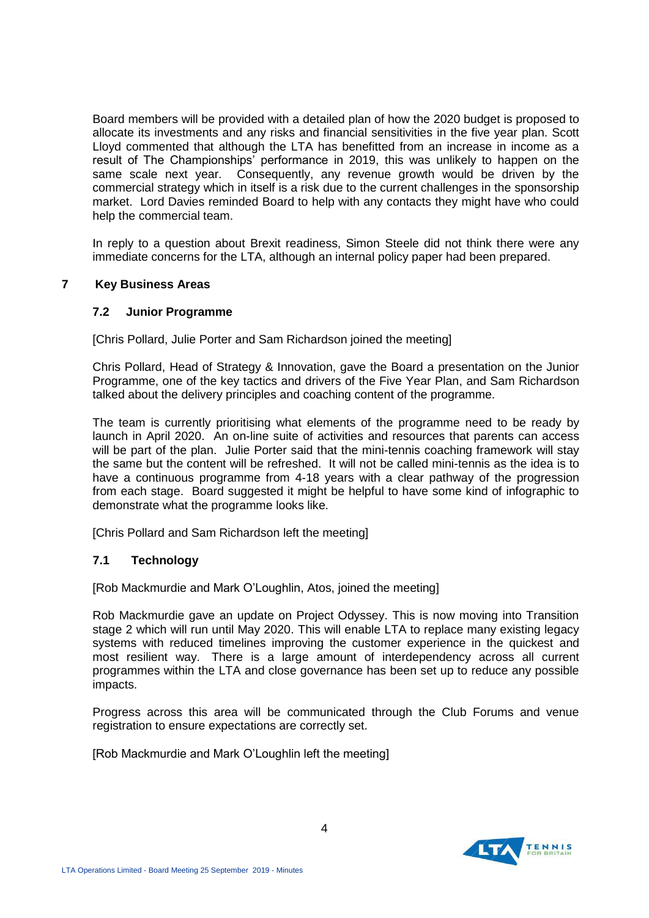Board members will be provided with a detailed plan of how the 2020 budget is proposed to allocate its investments and any risks and financial sensitivities in the five year plan. Scott Lloyd commented that although the LTA has benefitted from an increase in income as a result of The Championships' performance in 2019, this was unlikely to happen on the same scale next year. Consequently, any revenue growth would be driven by the commercial strategy which in itself is a risk due to the current challenges in the sponsorship market. Lord Davies reminded Board to help with any contacts they might have who could help the commercial team.

In reply to a question about Brexit readiness, Simon Steele did not think there were any immediate concerns for the LTA, although an internal policy paper had been prepared.

## 7 Key Business Areas

### 7.2 Junior Programme

[Chris Pollard, Julie Porter and Sam Richardson joined the meeting]

Chris Pollard, Head of Strategy & Innovation, gave the Board a presentation on the Junior Programme, one of the key tactics and drivers of the Five Year Plan, and Sam Richardson talked about the delivery principles and coaching content of the programme.

The team is currently prioritising what elements of the programme need to be ready by launch in April 2020. An on-line suite of activities and resources that parents can access will be part of the plan. Julie Porter said that the mini-tennis coaching framework will stay the same but the content will be refreshed. It will not be called mini-tennis as the idea is to have a continuous programme from 4-18 years with a clear pathway of the progression from each stage. Board suggested it might be helpful to have some kind of infographic to demonstrate what the programme looks like.

[Chris Pollard and Sam Richardson left the meeting]

### 7.1 Technology

[Rob Mackmurdie and Mark O'Loughlin, Atos, joined the meeting]

Rob Mackmurdie gave an update on Project Odyssey. This is now moving into Transition stage 2 which will run until May 2020. This will enable LTA to replace many existing legacy systems with reduced timelines improving the customer experience in the quickest and most resilient way. There is a large amount of interdependency across all current programmes within the LTA and close governance has been set up to reduce any possible impacts.

Progress across this area will be communicated through the Club Forums and venue registration to ensure expectations are correctly set.

[Rob Mackmurdie and Mark O'Loughlin left the meeting]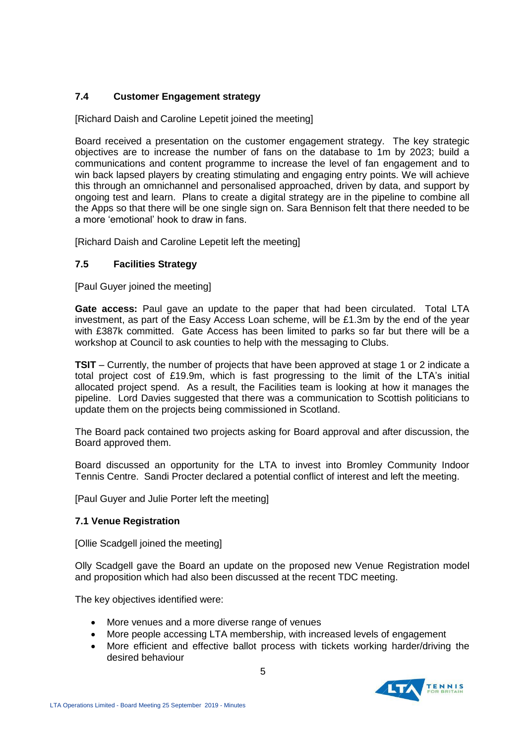### 7.4 Customer Engagement strategy

[Richard Daish and Caroline Lepetit joined the meeting]

Board received a presentation on the customer engagement strategy. The key strategic objectives are to increase the number of fans on the database to 1m by 2023; build a communications and content programme to increase the level of fan engagement and to win back lapsed players by creating stimulating and engaging entry points. We will achieve this through an omnichannel and personalised approached, driven by data, and support by ongoing test and learn. Plans to create a digital strategy are in the pipeline to combine all the Apps so that there will be one single sign on. Sara Bennison felt that there needed to be a more 'emotional' hook to draw in fans.

[Richard Daish and Caroline Lepetit left the meeting]

### 7.5 Facilities Strategy

[Paul Guyer joined the meeting]

**Gate access:** Paul gave an update to the paper that had been circulated. Total LTA investment, as part of the Easy Access Loan scheme, will be £1.3m by the end of the year with £387k committed. Gate Access has been limited to parks so far but there will be a workshop at Council to ask counties to help with the messaging to Clubs.

**TSIT** – Currently, the number of projects that have been approved at stage 1 or 2 indicate a total project cost of £19.9m, which is fast progressing to the limit of the LTA's initial allocated project spend. As a result, the Facilities team is looking at how it manages the pipeline. Lord Davies suggested that there was a communication to Scottish politicians to update them on the projects being commissioned in Scotland.

The Board pack contained two projects asking for Board approval and after discussion, the Board approved them.

Board discussed an opportunity for the LTA to invest into Bromley Community Indoor Tennis Centre. Sandi Procter declared a potential conflict of interest and left the meeting.

[Paul Guyer and Julie Porter left the meeting]

### 7.1 Venue Registration

[Ollie Scadgell joined the meeting]

Olly Scadgell gave the Board an update on the proposed new Venue Registration model and proposition which had also been discussed at the recent TDC meeting.

The key objectives identified were:

- More venues and a more diverse range of venues
- More people accessing LTA membership, with increased levels of engagement
- More efficient and effective ballot process with tickets working harder/driving the desired behaviour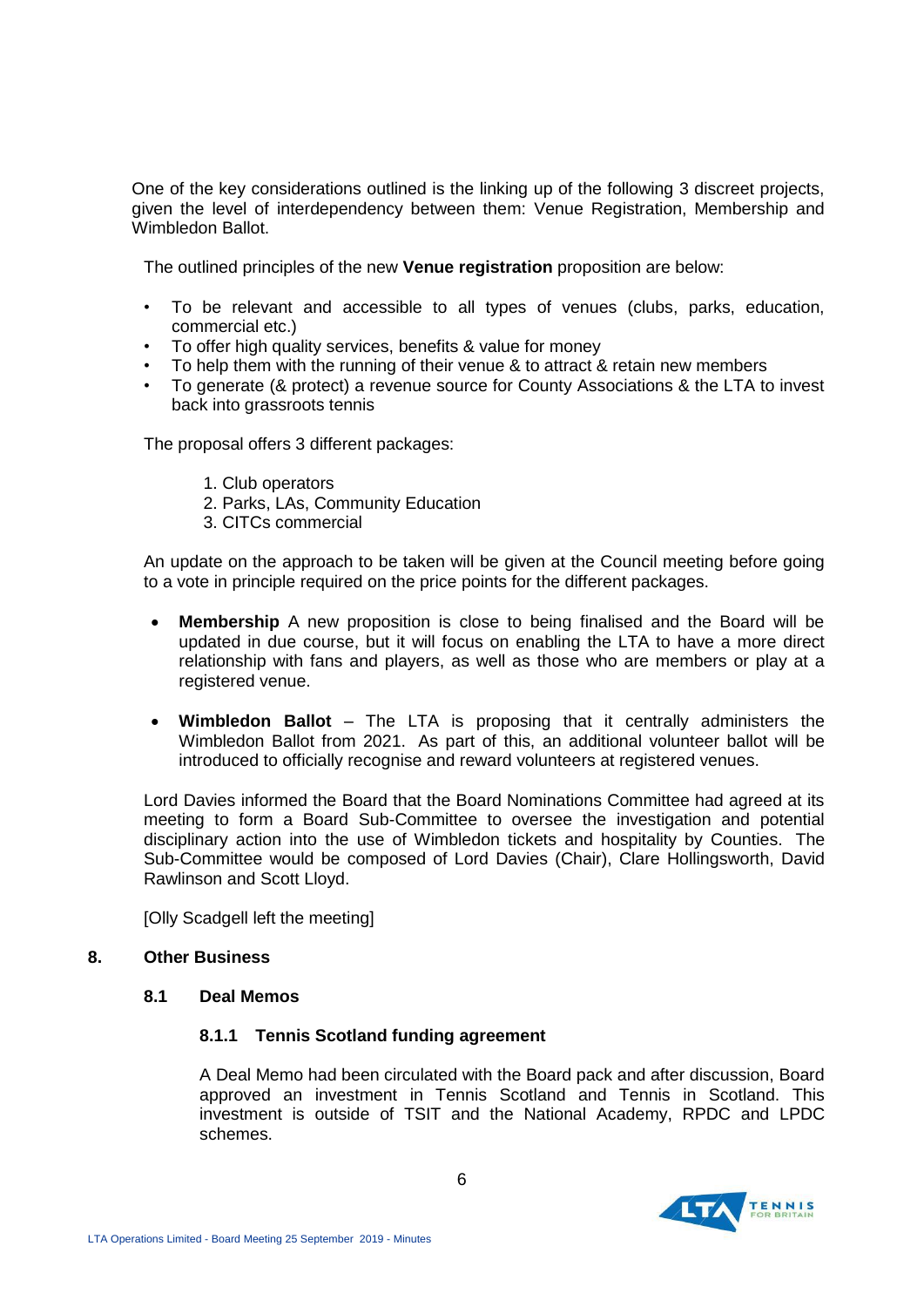One of the key considerations outlined is the linking up of the following 3 discreet projects, given the level of interdependency between them: Venue Registration, Membership and Wimbledon Ballot.

The outlined principles of the new **Venue registration** proposition are below:

- To be relevant and accessible to all types of venues (clubs, parks, education, commercial etc.)
- To offer high quality services, benefits & value for money
- To help them with the running of their venue & to attract & retain new members
- To generate (& protect) a revenue source for County Associations & the LTA to invest back into grassroots tennis

The proposal offers 3 different packages:

1. Club operators
2. Parks, LAs, Community Education
3. CITCs commercial

An update on the approach to be taken will be given at the Council meeting before going to a vote in principle required on the price points for the different packages.

- **Membership** A new proposition is close to being finalised and the Board will be updated in due course, but it will focus on enabling the LTA to have a more direct relationship with fans and players, as well as those who are members or play at a registered venue.

- **Wimbledon Ballot** – The LTA is proposing that it centrally administers the Wimbledon Ballot from 2021. As part of this, an additional volunteer ballot will be introduced to officially recognise and reward volunteers at registered venues.

Lord Davies informed the Board that the Board Nominations Committee had agreed at its meeting to form a Board Sub-Committee to oversee the investigation and potential disciplinary action into the use of Wimbledon tickets and hospitality by Counties. The Sub-Committee would be composed of Lord Davies (Chair), Clare Hollingsworth, David Rawlinson and Scott Lloyd.

[Olly Scadgell left the meeting]

## 8. Other Business

### 8.1 Deal Memos

#### 8.1.1 Tennis Scotland funding agreement

A Deal Memo had been circulated with the Board pack and after discussion, Board approved an investment in Tennis Scotland and Tennis in Scotland. This investment is outside of TSIT and the National Academy, RPDC and LPDC schemes.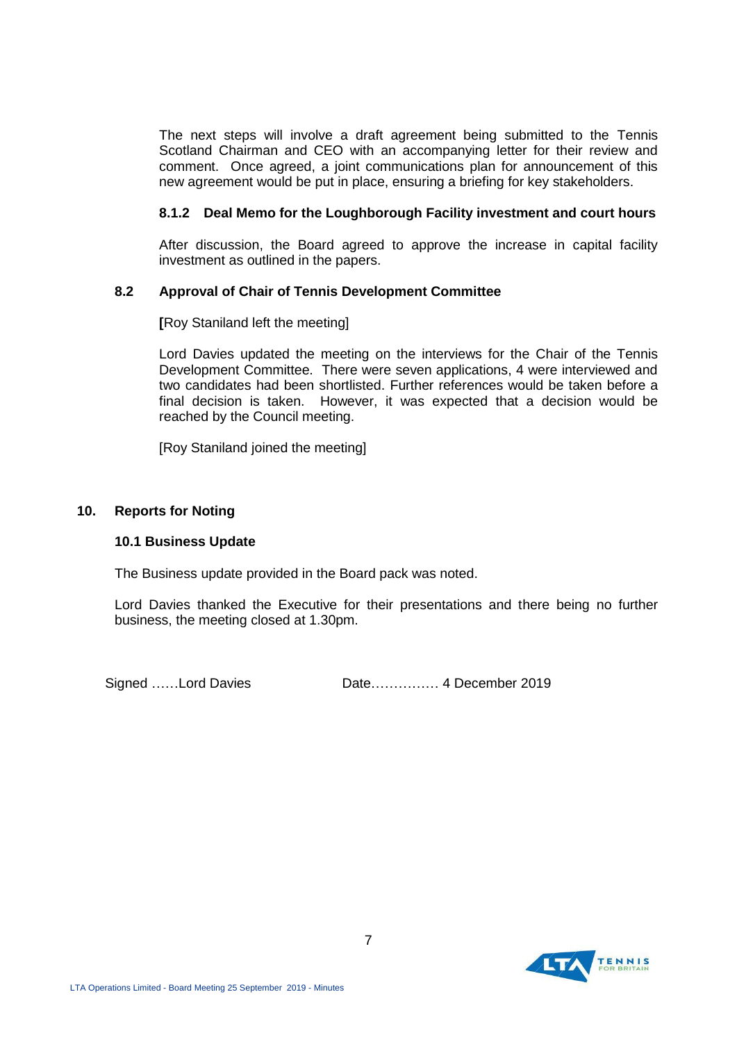The next steps will involve a draft agreement being submitted to the Tennis Scotland Chairman and CEO with an accompanying letter for their review and comment. Once agreed, a joint communications plan for announcement of this new agreement would be put in place, ensuring a briefing for key stakeholders.

#### 8.1.2 Deal Memo for the Loughborough Facility investment and court hours

After discussion, the Board agreed to approve the increase in capital facility investment as outlined in the papers.

### 8.2 Approval of Chair of Tennis Development Committee

[Roy Staniland left the meeting]

Lord Davies updated the meeting on the interviews for the Chair of the Tennis Development Committee. There were seven applications, 4 were interviewed and two candidates had been shortlisted. Further references would be taken before a final decision is taken. However, it was expected that a decision would be reached by the Council meeting.

[Roy Staniland joined the meeting]

## 10. Reports for Noting

### 10.1 Business Update

The Business update provided in the Board pack was noted.

Lord Davies thanked the Executive for their presentations and there being no further business, the meeting closed at 1.30pm.

Signed ……Lord Davies Date…………… 4 December 2019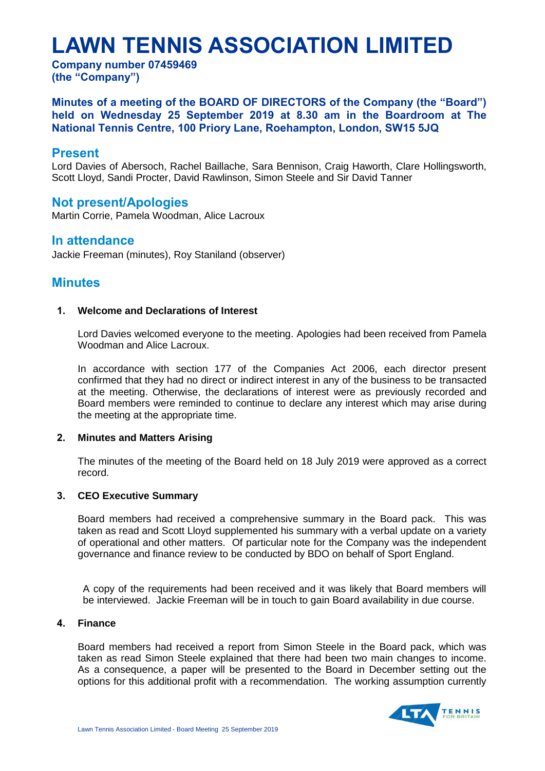# LAWN TENNIS ASSOCIATION LIMITED

**Company number 07459469**
**(the "Company")**

**Minutes of a meeting of the BOARD OF DIRECTORS of the Company (the "Board") held on Wednesday 25 September 2019 at 8.30 am in the Boardroom at The National Tennis Centre, 100 Priory Lane, Roehampton, London, SW15 5JQ**

## Present

Lord Davies of Abersoch, Rachel Baillache, Sara Bennison, Craig Haworth, Clare Hollingsworth, Scott Lloyd, Sandi Procter, David Rawlinson, Simon Steele and Sir David Tanner

## Not present/Apologies

Martin Corrie, Pamela Woodman, Alice Lacroux

## In attendance

Jackie Freeman (minutes), Roy Staniland (observer)

## Minutes

**1. Welcome and Declarations of Interest**

Lord Davies welcomed everyone to the meeting. Apologies had been received from Pamela Woodman and Alice Lacroux.

In accordance with section 177 of the Companies Act 2006, each director present confirmed that they had no direct or indirect interest in any of the business to be transacted at the meeting. Otherwise, the declarations of interest were as previously recorded and Board members were reminded to continue to declare any interest which may arise during the meeting at the appropriate time.

**2. Minutes and Matters Arising**

The minutes of the meeting of the Board held on 18 July 2019 were approved as a correct record.

**3. CEO Executive Summary**

Board members had received a comprehensive summary in the Board pack. This was taken as read and Scott Lloyd supplemented his summary with a verbal update on a variety of operational and other matters. Of particular note for the Company was the independent governance and finance review to be conducted by BDO on behalf of Sport England.

A copy of the requirements had been received and it was likely that Board members will be interviewed. Jackie Freeman will be in touch to gain Board availability in due course.

**4. Finance**

Board members had received a report from Simon Steele in the Board pack, which was taken as read Simon Steele explained that there had been two main changes to income. As a consequence, a paper will be presented to the Board in December setting out the options for this additional profit with a recommendation. The working assumption currently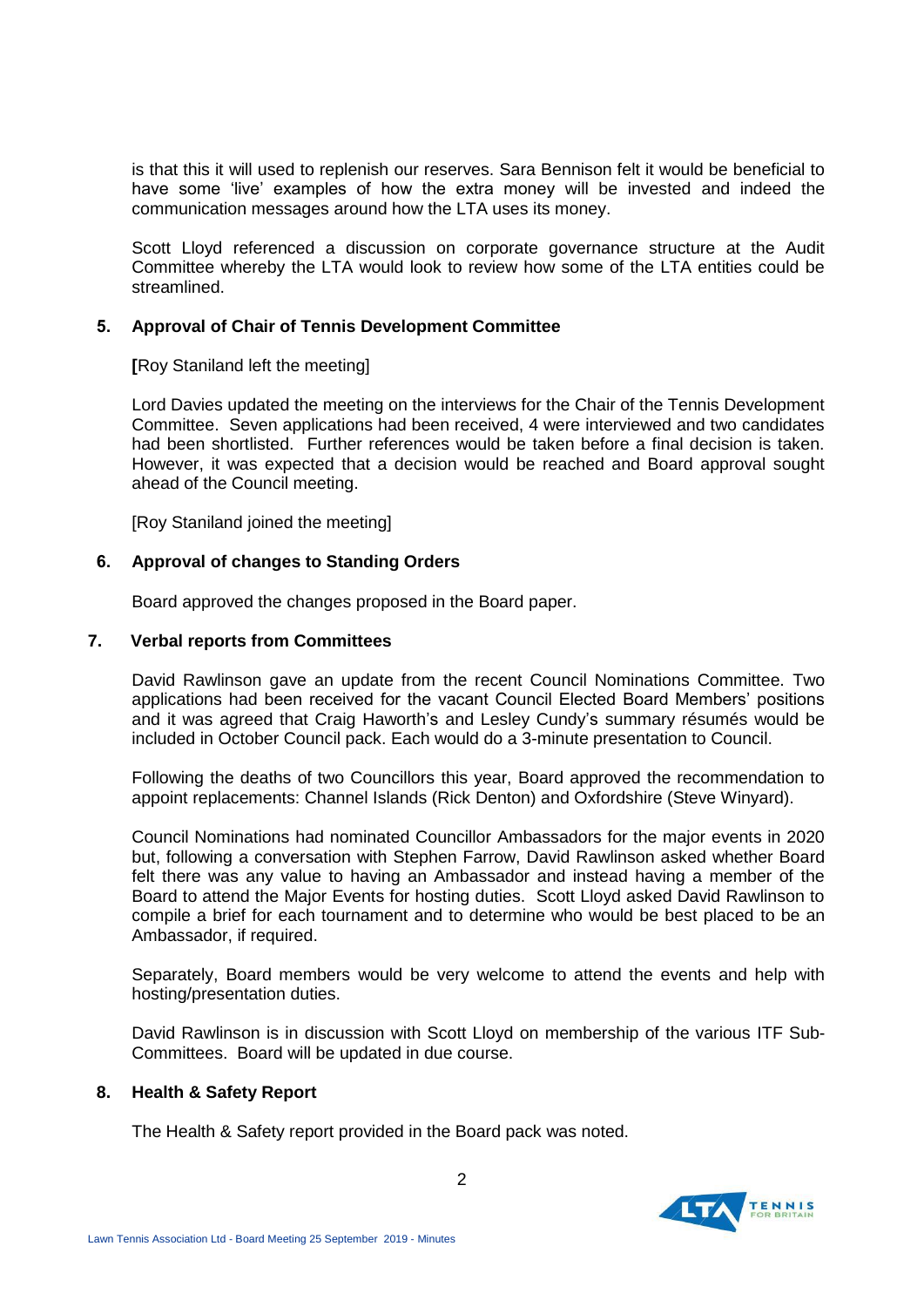is that this it will used to replenish our reserves. Sara Bennison felt it would be beneficial to have some 'live' examples of how the extra money will be invested and indeed the communication messages around how the LTA uses its money.

Scott Lloyd referenced a discussion on corporate governance structure at the Audit Committee whereby the LTA would look to review how some of the LTA entities could be streamlined.

## 5. Approval of Chair of Tennis Development Committee

**[**Roy Staniland left the meeting]

Lord Davies updated the meeting on the interviews for the Chair of the Tennis Development Committee. Seven applications had been received, 4 were interviewed and two candidates had been shortlisted. Further references would be taken before a final decision is taken. However, it was expected that a decision would be reached and Board approval sought ahead of the Council meeting.

[Roy Staniland joined the meeting]

## 6. Approval of changes to Standing Orders

Board approved the changes proposed in the Board paper.

## 7. Verbal reports from Committees

David Rawlinson gave an update from the recent Council Nominations Committee. Two applications had been received for the vacant Council Elected Board Members' positions and it was agreed that Craig Haworth's and Lesley Cundy's summary résumés would be included in October Council pack. Each would do a 3-minute presentation to Council.

Following the deaths of two Councillors this year, Board approved the recommendation to appoint replacements: Channel Islands (Rick Denton) and Oxfordshire (Steve Winyard).

Council Nominations had nominated Councillor Ambassadors for the major events in 2020 but, following a conversation with Stephen Farrow, David Rawlinson asked whether Board felt there was any value to having an Ambassador and instead having a member of the Board to attend the Major Events for hosting duties. Scott Lloyd asked David Rawlinson to compile a brief for each tournament and to determine who would be best placed to be an Ambassador, if required.

Separately, Board members would be very welcome to attend the events and help with hosting/presentation duties.

David Rawlinson is in discussion with Scott Lloyd on membership of the various ITF Sub-Committees. Board will be updated in due course.

## 8. Health & Safety Report

The Health & Safety report provided in the Board pack was noted.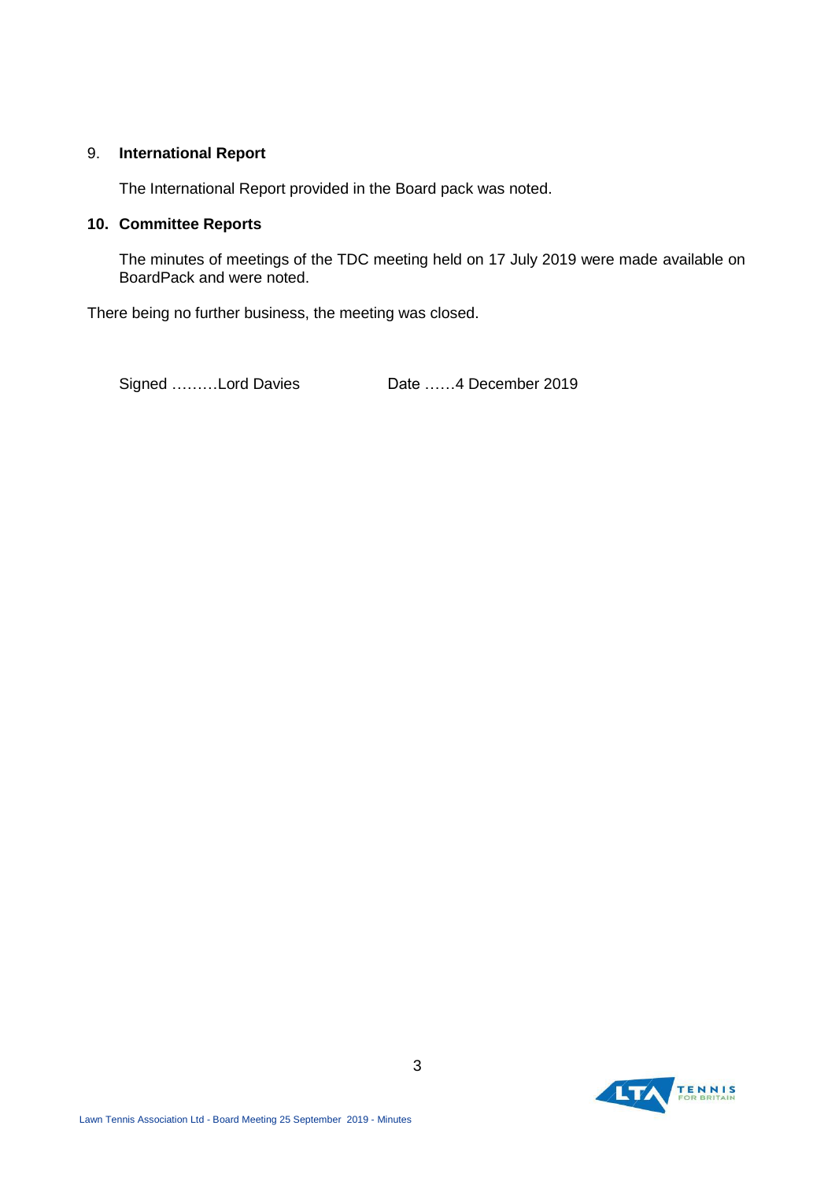9. **International Report**

The International Report provided in the Board pack was noted.

**10. Committee Reports**

The minutes of meetings of the TDC meeting held on 17 July 2019 were made available on BoardPack and were noted.

There being no further business, the meeting was closed.

Signed ………Lord Davies Date ……4 December 2019